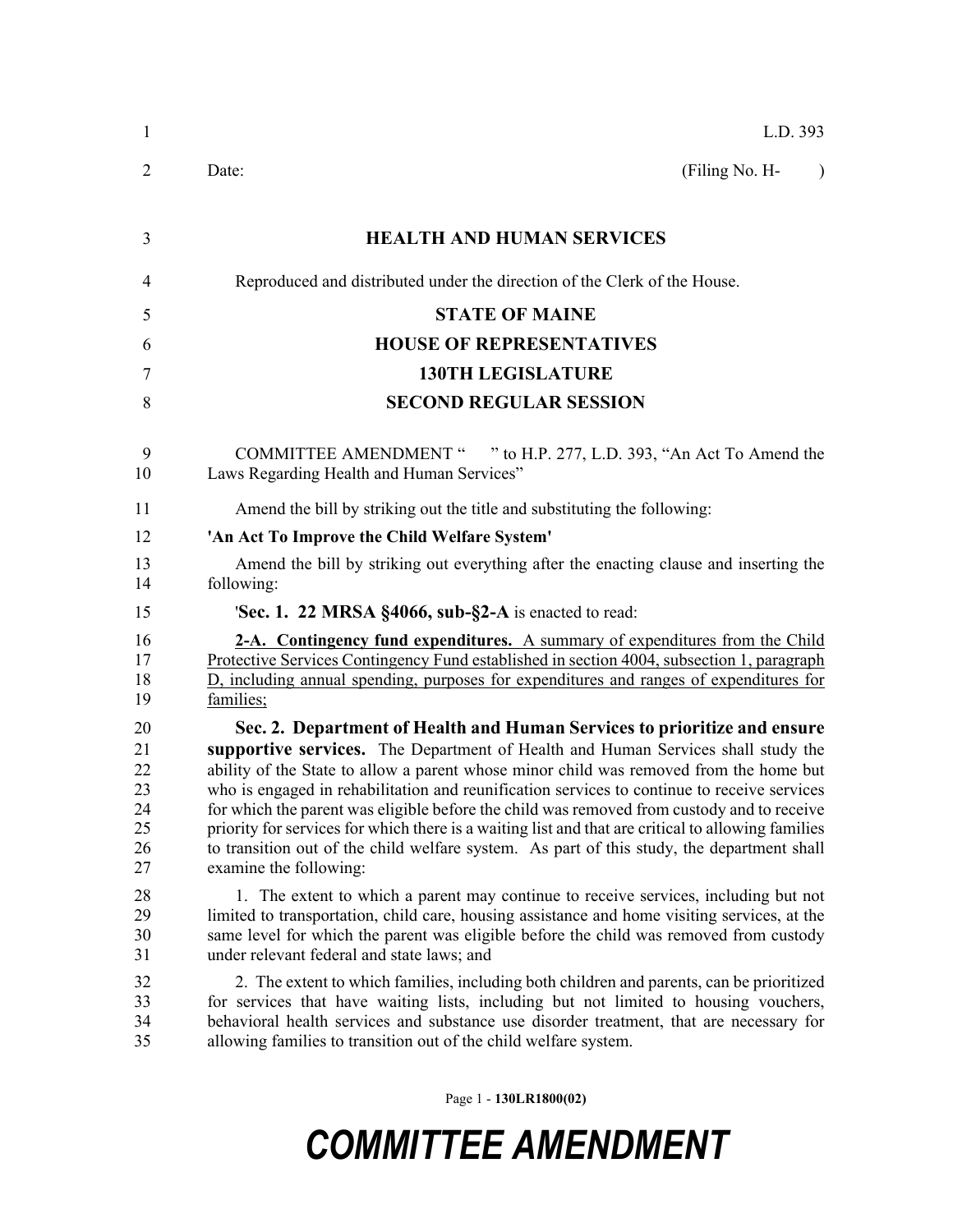L.D. 393

Date: (Filing No. H- )

# HEALTH AND HUMAN SERVICES

Reproduced and distributed under the direction of the Clerk of the House.

## STATE OF MAINE

## HOUSE OF REPRESENTATIVES

## 130TH LEGISLATURE

## SECOND REGULAR SESSION

COMMITTEE AMENDMENT " " to H.P. 277, L.D. 393, "An Act To Amend the Laws Regarding Health and Human Services"

Amend the bill by striking out the title and substituting the following:

**'An Act To Improve the Child Welfare System'**

Amend the bill by striking out everything after the enacting clause and inserting the following:

'**Sec. 1. 22 MRSA §4066, sub-§2-A** is enacted to read:

**2-A. Contingency fund expenditures.** A summary of expenditures from the Child Protective Services Contingency Fund established in section 4004, subsection 1, paragraph D, including annual spending, purposes for expenditures and ranges of expenditures for families;

**Sec. 2. Department of Health and Human Services to prioritize and ensure supportive services.** The Department of Health and Human Services shall study the ability of the State to allow a parent whose minor child was removed from the home but who is engaged in rehabilitation and reunification services to continue to receive services for which the parent was eligible before the child was removed from custody and to receive priority for services for which there is a waiting list and that are critical to allowing families to transition out of the child welfare system. As part of this study, the department shall examine the following:

1. The extent to which a parent may continue to receive services, including but not limited to transportation, child care, housing assistance and home visiting services, at the same level for which the parent was eligible before the child was removed from custody under relevant federal and state laws; and

2. The extent to which families, including both children and parents, can be prioritized for services that have waiting lists, including but not limited to housing vouchers, behavioral health services and substance use disorder treatment, that are necessary for allowing families to transition out of the child welfare system.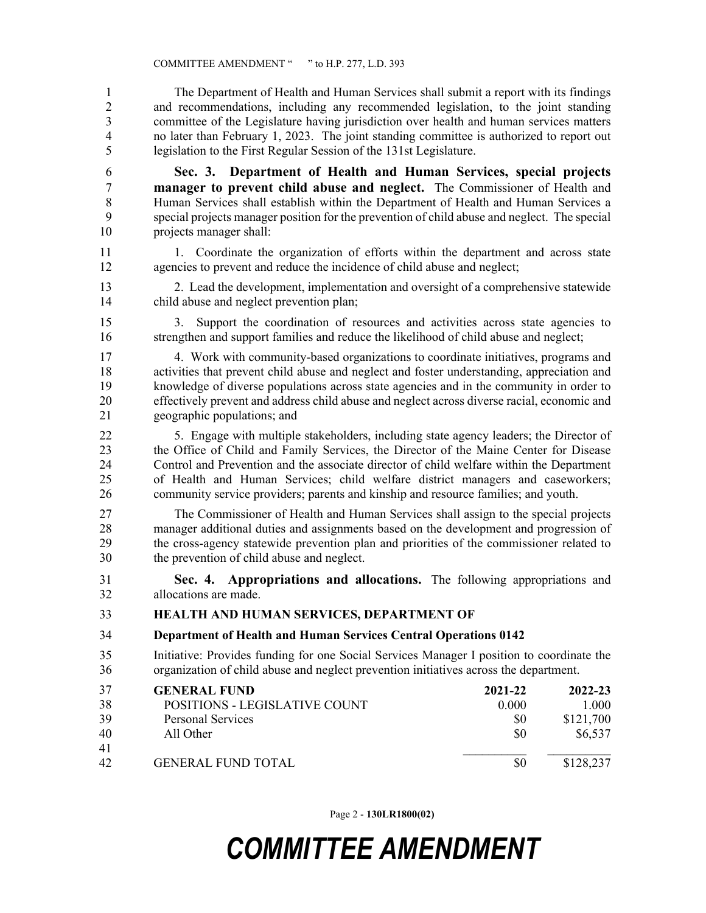The Department of Health and Human Services shall submit a report with its findings and recommendations, including any recommended legislation, to the joint standing committee of the Legislature having jurisdiction over health and human services matters no later than February 1, 2023. The joint standing committee is authorized to report out legislation to the First Regular Session of the 131st Legislature.

**Sec. 3. Department of Health and Human Services, special projects manager to prevent child abuse and neglect.** The Commissioner of Health and Human Services shall establish within the Department of Health and Human Services a special projects manager position for the prevention of child abuse and neglect. The special projects manager shall:

1. Coordinate the organization of efforts within the department and across state agencies to prevent and reduce the incidence of child abuse and neglect;

2. Lead the development, implementation and oversight of a comprehensive statewide child abuse and neglect prevention plan;

3. Support the coordination of resources and activities across state agencies to strengthen and support families and reduce the likelihood of child abuse and neglect;

4. Work with community-based organizations to coordinate initiatives, programs and activities that prevent child abuse and neglect and foster understanding, appreciation and knowledge of diverse populations across state agencies and in the community in order to effectively prevent and address child abuse and neglect across diverse racial, economic and geographic populations; and

5. Engage with multiple stakeholders, including state agency leaders; the Director of the Office of Child and Family Services, the Director of the Maine Center for Disease Control and Prevention and the associate director of child welfare within the Department of Health and Human Services; child welfare district managers and caseworkers; community service providers; parents and kinship and resource families; and youth.

The Commissioner of Health and Human Services shall assign to the special projects manager additional duties and assignments based on the development and progression of the cross-agency statewide prevention plan and priorities of the commissioner related to the prevention of child abuse and neglect.

**Sec. 4. Appropriations and allocations.** The following appropriations and allocations are made.

**HEALTH AND HUMAN SERVICES, DEPARTMENT OF**

**Department of Health and Human Services Central Operations 0142**

Initiative: Provides funding for one Social Services Manager I position to coordinate the organization of child abuse and neglect prevention initiatives across the department.

| **GENERAL FUND** | **2021-22** | **2022-23** |
|---|---|---|
| POSITIONS - LEGISLATIVE COUNT | 0.000 | 1.000 |
| Personal Services | $0 | $121,700 |
| All Other | $0 | $6,537 |
| GENERAL FUND TOTAL | $0 | $128,237 |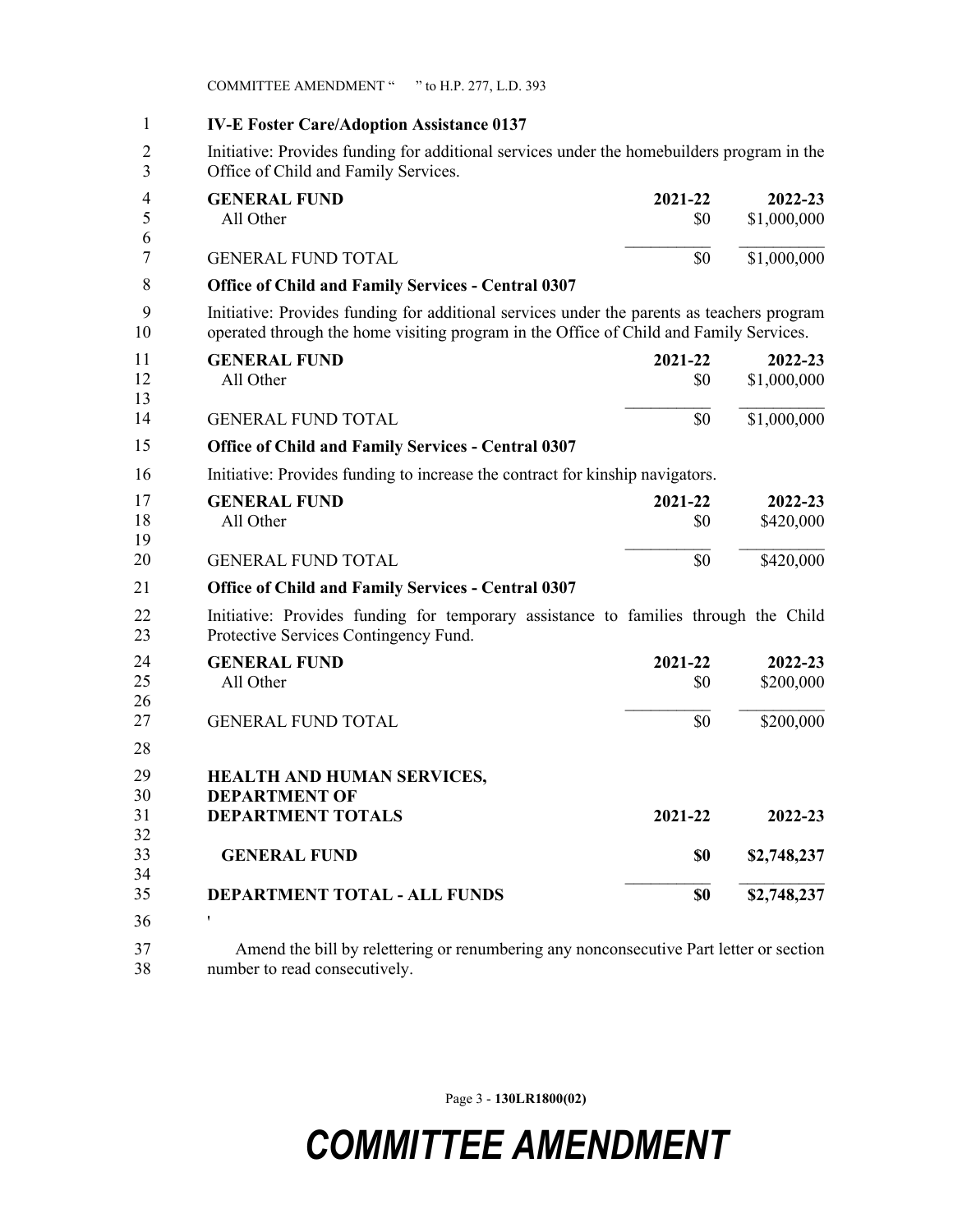**IV-E Foster Care/Adoption Assistance 0137**

Initiative: Provides funding for additional services under the homebuilders program in the Office of Child and Family Services.

| GENERAL FUND | 2021-22 | 2022-23 |
|---|---|---|
| All Other | $0 | $1,000,000 |
| GENERAL FUND TOTAL | $0 | $1,000,000 |

**Office of Child and Family Services - Central 0307**

Initiative: Provides funding for additional services under the parents as teachers program operated through the home visiting program in the Office of Child and Family Services.

| GENERAL FUND | 2021-22 | 2022-23 |
|---|---|---|
| All Other | $0 | $1,000,000 |
| GENERAL FUND TOTAL | $0 | $1,000,000 |

**Office of Child and Family Services - Central 0307**

Initiative: Provides funding to increase the contract for kinship navigators.

| GENERAL FUND | 2021-22 | 2022-23 |
|---|---|---|
| All Other | $0 | $420,000 |
| GENERAL FUND TOTAL | $0 | $420,000 |

**Office of Child and Family Services - Central 0307**

Initiative: Provides funding for temporary assistance to families through the Child Protective Services Contingency Fund.

| GENERAL FUND | 2021-22 | 2022-23 |
|---|---|---|
| All Other | $0 | $200,000 |
| GENERAL FUND TOTAL | $0 | $200,000 |

| HEALTH AND HUMAN SERVICES, DEPARTMENT OF DEPARTMENT TOTALS | 2021-22 | 2022-23 |
|---|---|---|
| **GENERAL FUND** | **$0** | **$2,748,237** |
| **DEPARTMENT TOTAL - ALL FUNDS** | **$0** | **$2,748,237** |

'

Amend the bill by relettering or renumbering any nonconsecutive Part letter or section number to read consecutively.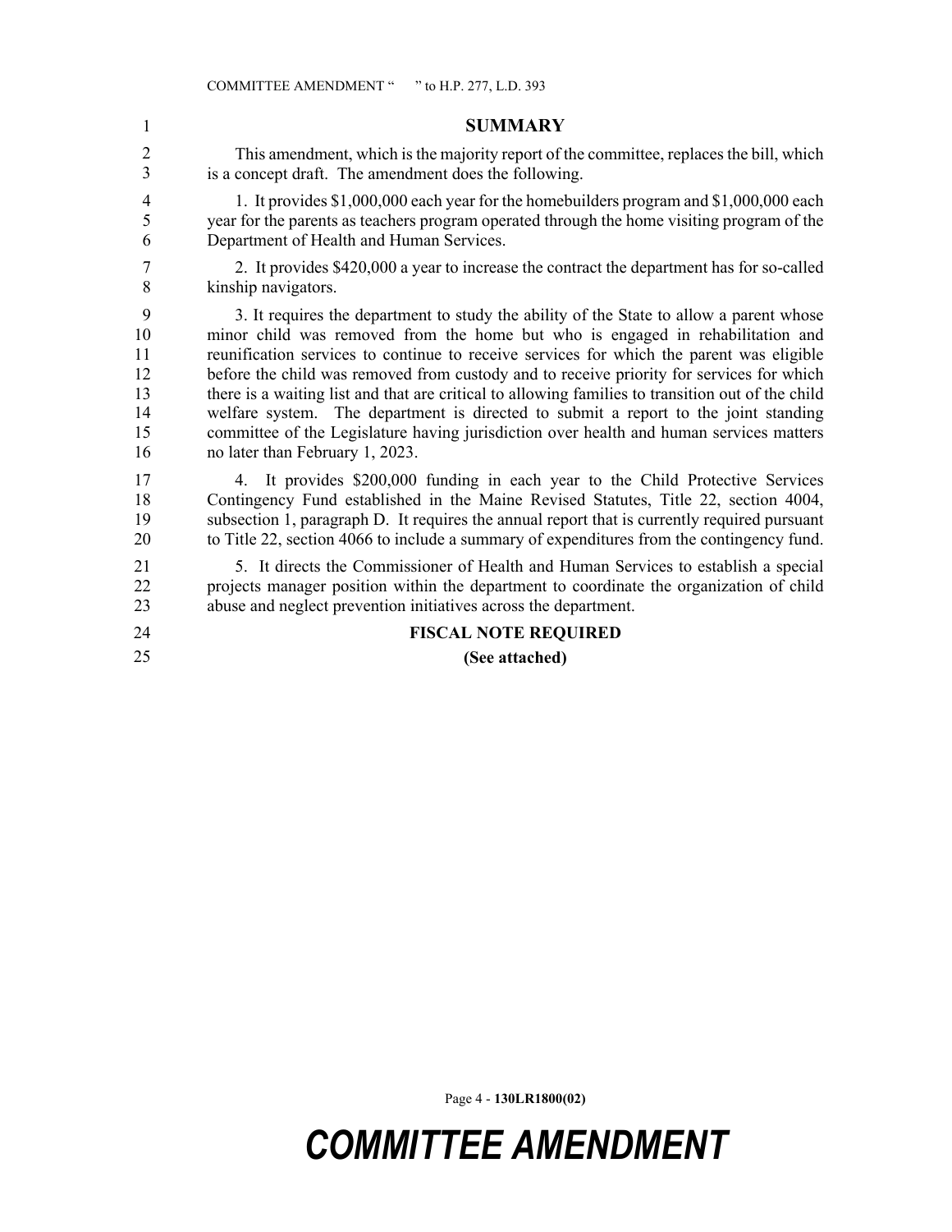## SUMMARY

This amendment, which is the majority report of the committee, replaces the bill, which is a concept draft. The amendment does the following.

1. It provides $1,000,000 each year for the homebuilders program and $1,000,000 each year for the parents as teachers program operated through the home visiting program of the Department of Health and Human Services.

2. It provides $420,000 a year to increase the contract the department has for so-called kinship navigators.

3. It requires the department to study the ability of the State to allow a parent whose minor child was removed from the home but who is engaged in rehabilitation and reunification services to continue to receive services for which the parent was eligible before the child was removed from custody and to receive priority for services for which there is a waiting list and that are critical to allowing families to transition out of the child welfare system. The department is directed to submit a report to the joint standing committee of the Legislature having jurisdiction over health and human services matters no later than February 1, 2023.

4. It provides $200,000 funding in each year to the Child Protective Services Contingency Fund established in the Maine Revised Statutes, Title 22, section 4004, subsection 1, paragraph D. It requires the annual report that is currently required pursuant to Title 22, section 4066 to include a summary of expenditures from the contingency fund.

5. It directs the Commissioner of Health and Human Services to establish a special projects manager position within the department to coordinate the organization of child abuse and neglect prevention initiatives across the department.

**FISCAL NOTE REQUIRED**

**(See attached)**